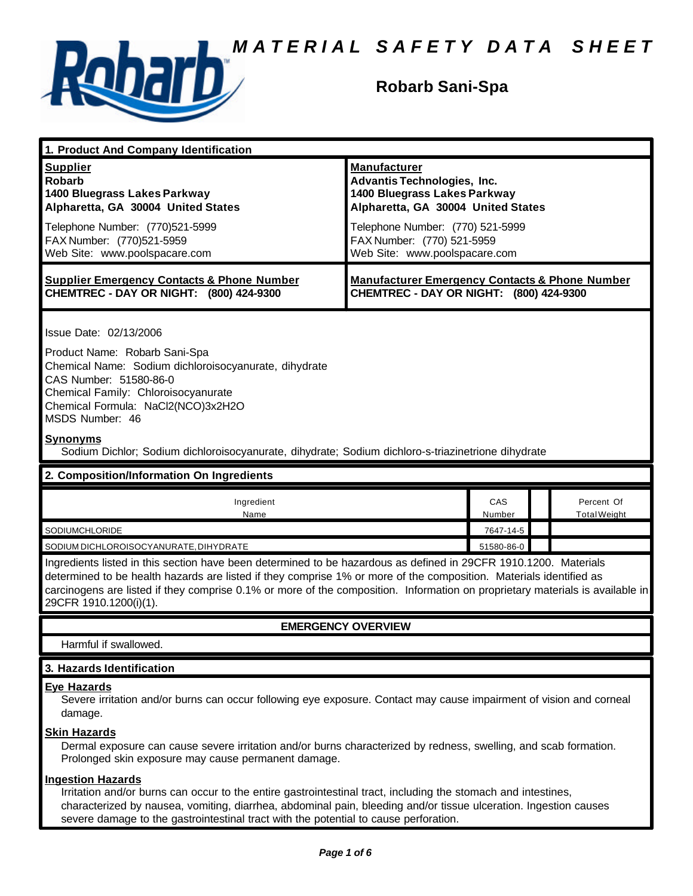# MATERIAL SAFETY DATA SHEET

## Robarb Sani-Spa

## 1. Product And Company Identification

**Supplier**
**Robarb**
**1400 Bluegrass Lakes Parkway**
**Alpharetta, GA 30004 United States**

Telephone Number: (770)521-5999
FAX Number: (770)521-5959
Web Site: www.poolspacare.com

**Manufacturer**
**Advantis Technologies, Inc.**
**1400 Bluegrass Lakes Parkway**
**Alpharetta, GA 30004 United States**

Telephone Number: (770) 521-5999
FAX Number: (770) 521-5959
Web Site: www.poolspacare.com

**Supplier Emergency Contacts & Phone Number**
**CHEMTREC - DAY OR NIGHT: (800) 424-9300**

**Manufacturer Emergency Contacts & Phone Number**
**CHEMTREC - DAY OR NIGHT: (800) 424-9300**

Issue Date: 02/13/2006

Product Name: Robarb Sani-Spa
Chemical Name: Sodium dichloroisocyanurate, dihydrate
CAS Number: 51580-86-0
Chemical Family: Chloroisocyanurate
Chemical Formula: NaCl2(NCO)3x2H2O
MSDS Number: 46

**Synonyms**
Sodium Dichlor; Sodium dichloroisocyanurate, dihydrate; Sodium dichloro-s-triazinetrione dihydrate

## 2. Composition/Information On Ingredients

| Ingredient Name | CAS Number | | Percent Of Total Weight |
|---|---|---|---|
| SODIUMCHLORIDE | 7647-14-5 | | |
| SODIUM DICHLOROISOCYANURATE, DIHYDRATE | 51580-86-0 | | |

Ingredients listed in this section have been determined to be hazardous as defined in 29CFR 1910.1200. Materials determined to be health hazards are listed if they comprise 1% or more of the composition. Materials identified as carcinogens are listed if they comprise 0.1% or more of the composition. Information on proprietary materials is available in 29CFR 1910.1200(i)(1).

### EMERGENCY OVERVIEW

Harmful if swallowed.

## 3. Hazards Identification

**Eye Hazards**
Severe irritation and/or burns can occur following eye exposure. Contact may cause impairment of vision and corneal damage.

**Skin Hazards**
Dermal exposure can cause severe irritation and/or burns characterized by redness, swelling, and scab formation. Prolonged skin exposure may cause permanent damage.

**Ingestion Hazards**
Irritation and/or burns can occur to the entire gastrointestinal tract, including the stomach and intestines, characterized by nausea, vomiting, diarrhea, abdominal pain, bleeding and/or tissue ulceration. Ingestion causes severe damage to the gastrointestinal tract with the potential to cause perforation.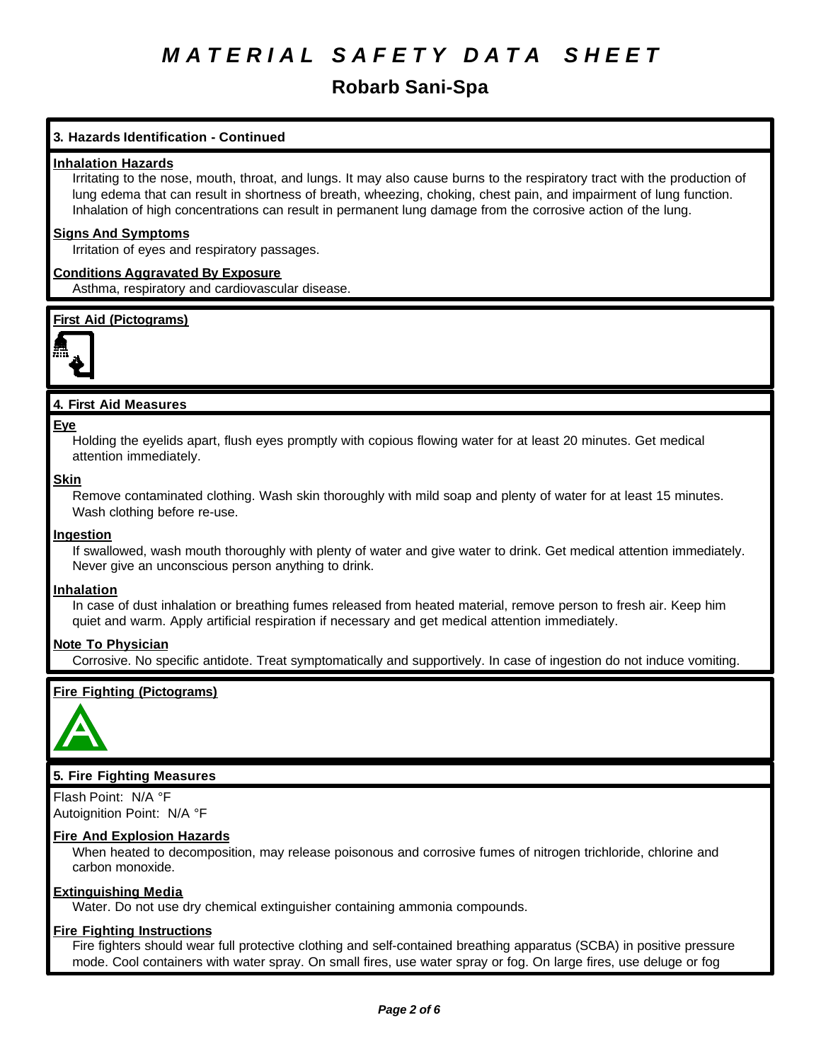# MATERIAL SAFETY DATA SHEET

## Robarb Sani-Spa

### 3. Hazards Identification - Continued

**Inhalation Hazards**

Irritating to the nose, mouth, throat, and lungs. It may also cause burns to the respiratory tract with the production of lung edema that can result in shortness of breath, wheezing, choking, chest pain, and impairment of lung function. Inhalation of high concentrations can result in permanent lung damage from the corrosive action of the lung.

**Signs And Symptoms**

Irritation of eyes and respiratory passages.

**Conditions Aggravated By Exposure**

Asthma, respiratory and cardiovascular disease.

**First Aid (Pictograms)**

### 4. First Aid Measures

**Eye**

Holding the eyelids apart, flush eyes promptly with copious flowing water for at least 20 minutes. Get medical attention immediately.

**Skin**

Remove contaminated clothing. Wash skin thoroughly with mild soap and plenty of water for at least 15 minutes. Wash clothing before re-use.

**Ingestion**

If swallowed, wash mouth thoroughly with plenty of water and give water to drink. Get medical attention immediately. Never give an unconscious person anything to drink.

**Inhalation**

In case of dust inhalation or breathing fumes released from heated material, remove person to fresh air. Keep him quiet and warm. Apply artificial respiration if necessary and get medical attention immediately.

**Note To Physician**

Corrosive. No specific antidote. Treat symptomatically and supportively. In case of ingestion do not induce vomiting.

**Fire Fighting (Pictograms)**

### 5. Fire Fighting Measures

Flash Point: N/A °F
Autoignition Point: N/A °F

**Fire And Explosion Hazards**

When heated to decomposition, may release poisonous and corrosive fumes of nitrogen trichloride, chlorine and carbon monoxide.

**Extinguishing Media**

Water. Do not use dry chemical extinguisher containing ammonia compounds.

**Fire Fighting Instructions**

Fire fighters should wear full protective clothing and self-contained breathing apparatus (SCBA) in positive pressure mode. Cool containers with water spray. On small fires, use water spray or fog. On large fires, use deluge or fog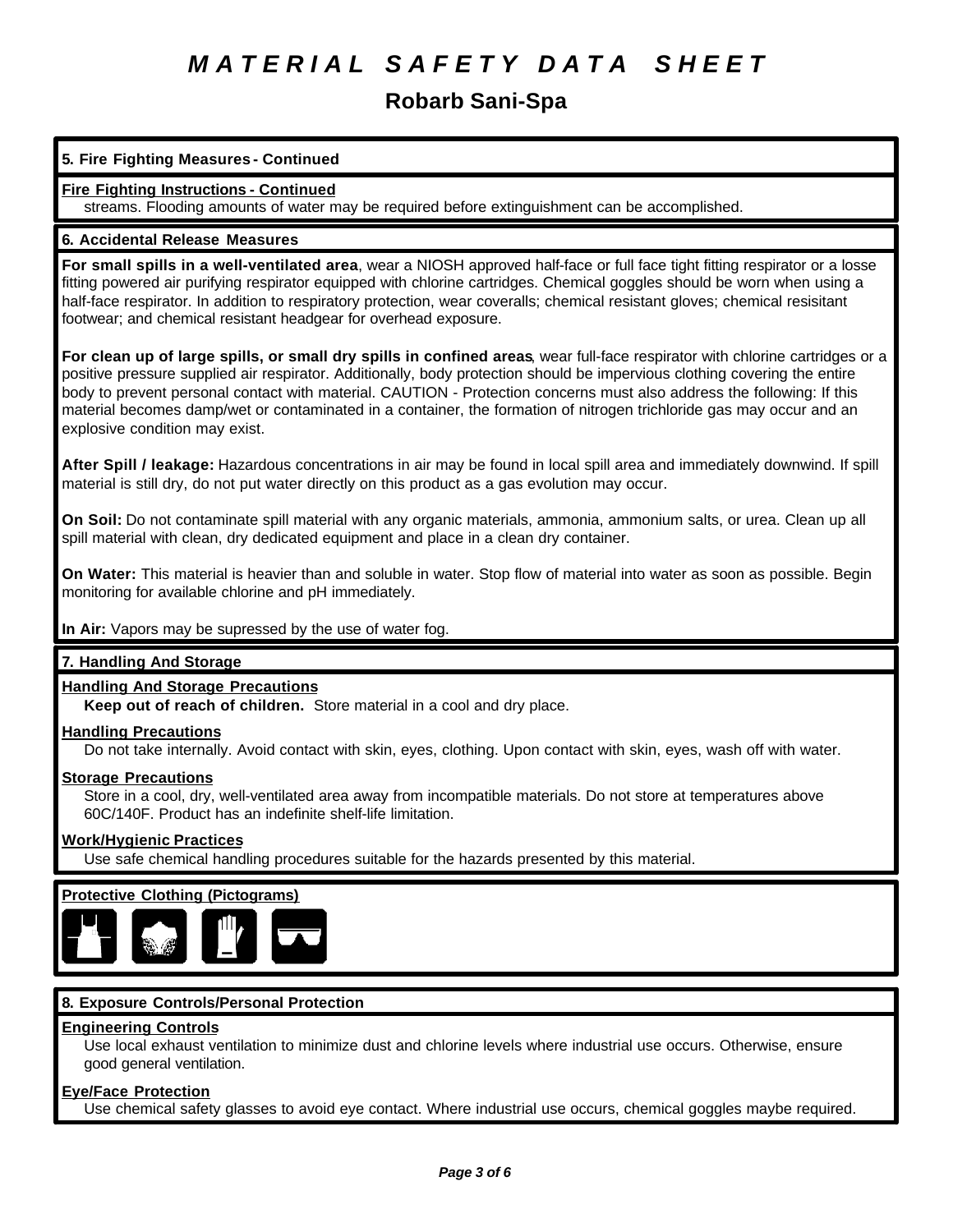# MATERIAL SAFETY DATA SHEET

## Robarb Sani-Spa

### 5. Fire Fighting Measures - Continued

**Fire Fighting Instructions - Continued**

streams. Flooding amounts of water may be required before extinguishment can be accomplished.

### 6. Accidental Release Measures

**For small spills in a well-ventilated area**, wear a NIOSH approved half-face or full face tight fitting respirator or a losse fitting powered air purifying respirator equipped with chlorine cartridges. Chemical goggles should be worn when using a half-face respirator. In addition to respiratory protection, wear coveralls; chemical resistant gloves; chemical resisitant footwear; and chemical resistant headgear for overhead exposure.

**For clean up of large spills, or small dry spills in confined areas**, wear full-face respirator with chlorine cartridges or a positive pressure supplied air respirator. Additionally, body protection should be impervious clothing covering the entire body to prevent personal contact with material. CAUTION - Protection concerns must also address the following: If this material becomes damp/wet or contaminated in a container, the formation of nitrogen trichloride gas may occur and an explosive condition may exist.

**After Spill / leakage:** Hazardous concentrations in air may be found in local spill area and immediately downwind. If spill material is still dry, do not put water directly on this product as a gas evolution may occur.

**On Soil:** Do not contaminate spill material with any organic materials, ammonia, ammonium salts, or urea. Clean up all spill material with clean, dry dedicated equipment and place in a clean dry container.

**On Water:** This material is heavier than and soluble in water. Stop flow of material into water as soon as possible. Begin monitoring for available chlorine and pH immediately.

**In Air:** Vapors may be supressed by the use of water fog.

### 7. Handling And Storage

**Handling And Storage Precautions**

**Keep out of reach of children.** Store material in a cool and dry place.

**Handling Precautions**

Do not take internally. Avoid contact with skin, eyes, clothing. Upon contact with skin, eyes, wash off with water.

**Storage Precautions**

Store in a cool, dry, well-ventilated area away from incompatible materials. Do not store at temperatures above 60C/140F. Product has an indefinite shelf-life limitation.

**Work/Hygienic Practices**

Use safe chemical handling procedures suitable for the hazards presented by this material.

**Protective Clothing (Pictograms)**

### 8. Exposure Controls/Personal Protection

**Engineering Controls**

Use local exhaust ventilation to minimize dust and chlorine levels where industrial use occurs. Otherwise, ensure good general ventilation.

**Eye/Face Protection**

Use chemical safety glasses to avoid eye contact. Where industrial use occurs, chemical goggles maybe required.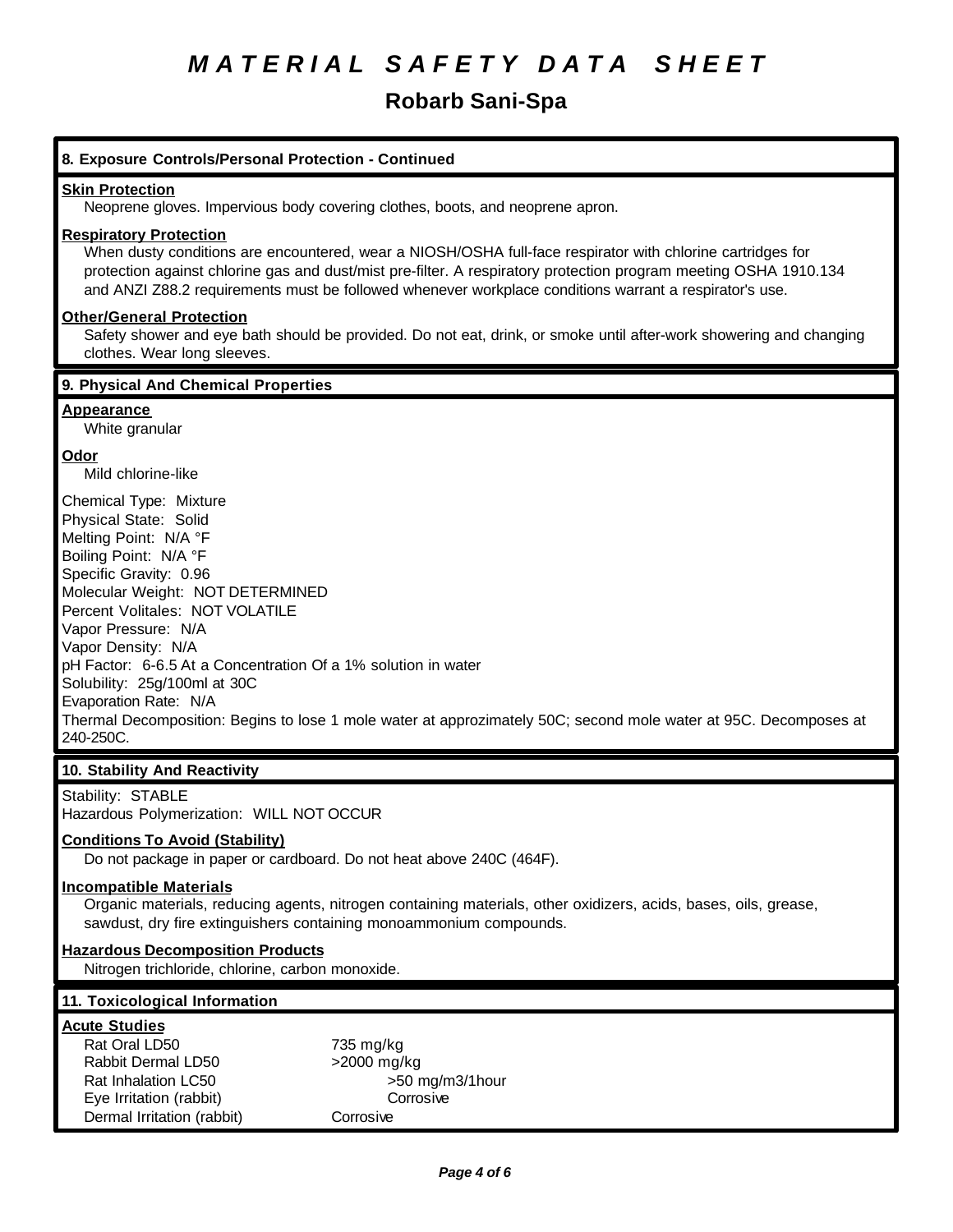# MATERIAL SAFETY DATA SHEET

## Robarb Sani-Spa

### 8. Exposure Controls/Personal Protection - Continued

**Skin Protection**

Neoprene gloves. Impervious body covering clothes, boots, and neoprene apron.

**Respiratory Protection**

When dusty conditions are encountered, wear a NIOSH/OSHA full-face respirator with chlorine cartridges for protection against chlorine gas and dust/mist pre-filter. A respiratory protection program meeting OSHA 1910.134 and ANZI Z88.2 requirements must be followed whenever workplace conditions warrant a respirator's use.

**Other/General Protection**

Safety shower and eye bath should be provided. Do not eat, drink, or smoke until after-work showering and changing clothes. Wear long sleeves.

### 9. Physical And Chemical Properties

**Appearance**

White granular

**Odor**

Mild chlorine-like

Chemical Type: Mixture
Physical State: Solid
Melting Point: N/A °F
Boiling Point: N/A °F
Specific Gravity: 0.96
Molecular Weight: NOT DETERMINED
Percent Volitales: NOT VOLATILE
Vapor Pressure: N/A
Vapor Density: N/A
pH Factor: 6-6.5 At a Concentration Of a 1% solution in water
Solubility: 25g/100ml at 30C
Evaporation Rate: N/A
Thermal Decomposition: Begins to lose 1 mole water at approzimately 50C; second mole water at 95C. Decomposes at 240-250C.

### 10. Stability And Reactivity

Stability: STABLE
Hazardous Polymerization: WILL NOT OCCUR

**Conditions To Avoid (Stability)**

Do not package in paper or cardboard. Do not heat above 240C (464F).

**Incompatible Materials**

Organic materials, reducing agents, nitrogen containing materials, other oxidizers, acids, bases, oils, grease, sawdust, dry fire extinguishers containing monoammonium compounds.

**Hazardous Decomposition Products**

Nitrogen trichloride, chlorine, carbon monoxide.

### 11. Toxicological Information

**Acute Studies**

| Test | Result |
|---|---|
| Rat Oral LD50 | 735 mg/kg |
| Rabbit Dermal LD50 | >2000 mg/kg |
| Rat Inhalation LC50 | >50 mg/m3/1hour |
| Eye Irritation (rabbit) | Corrosive |
| Dermal Irritation (rabbit) | Corrosive |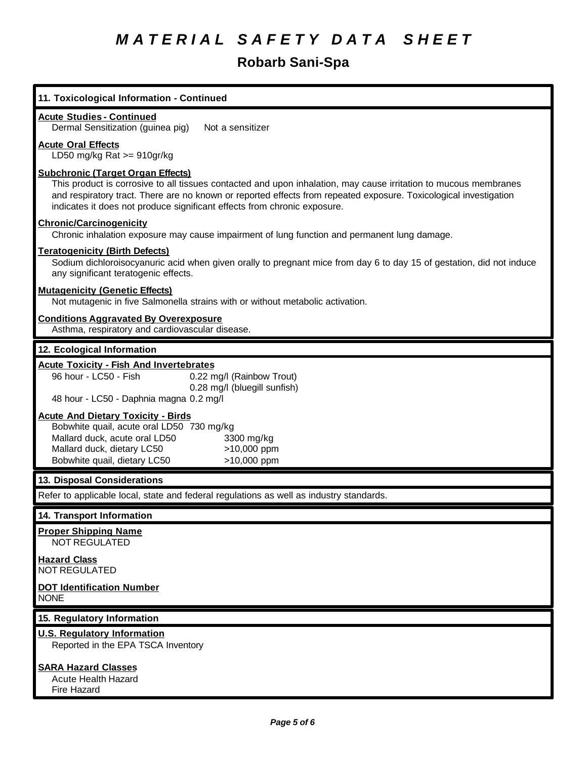# MATERIAL SAFETY DATA SHEET

## Robarb Sani-Spa

### 11. Toxicological Information - Continued

**Acute Studies - Continued**

Dermal Sensitization (guinea pig)  Not a sensitizer

**Acute Oral Effects**

LD50 mg/kg Rat >= 910gr/kg

**Subchronic (Target Organ Effects)**

This product is corrosive to all tissues contacted and upon inhalation, may cause irritation to mucous membranes and respiratory tract. There are no known or reported effects from repeated exposure. Toxicological investigation indicates it does not produce significant effects from chronic exposure.

**Chronic/Carcinogenicity**

Chronic inhalation exposure may cause impairment of lung function and permanent lung damage.

**Teratogenicity (Birth Defects)**

Sodium dichloroisocyanuric acid when given orally to pregnant mice from day 6 to day 15 of gestation, did not induce any significant teratogenic effects.

**Mutagenicity (Genetic Effects)**

Not mutagenic in five Salmonella strains with or without metabolic activation.

**Conditions Aggravated By Overexposure**

Asthma, respiratory and cardiovascular disease.

### 12. Ecological Information

**Acute Toxicity - Fish And Invertebrates**

| | |
|---|---|
| 96 hour - LC50 - Fish | 0.22 mg/l (Rainbow Trout) |
| | 0.28 mg/l (bluegill sunfish) |
| 48 hour - LC50 - Daphnia magna | 0.2 mg/l |

**Acute And Dietary Toxicity - Birds**

| | |
|---|---|
| Bobwhite quail, acute oral LD50 | 730 mg/kg |
| Mallard duck, acute oral LD50 | 3300 mg/kg |
| Mallard duck, dietary LC50 | >10,000 ppm |
| Bobwhite quail, dietary LC50 | >10,000 ppm |

### 13. Disposal Considerations

Refer to applicable local, state and federal regulations as well as industry standards.

### 14. Transport Information

**Proper Shipping Name**

NOT REGULATED

**Hazard Class**

NOT REGULATED

**DOT Identification Number**

NONE

### 15. Regulatory Information

**U.S. Regulatory Information**

Reported in the EPA TSCA Inventory

**SARA Hazard Classes**

Acute Health Hazard
Fire Hazard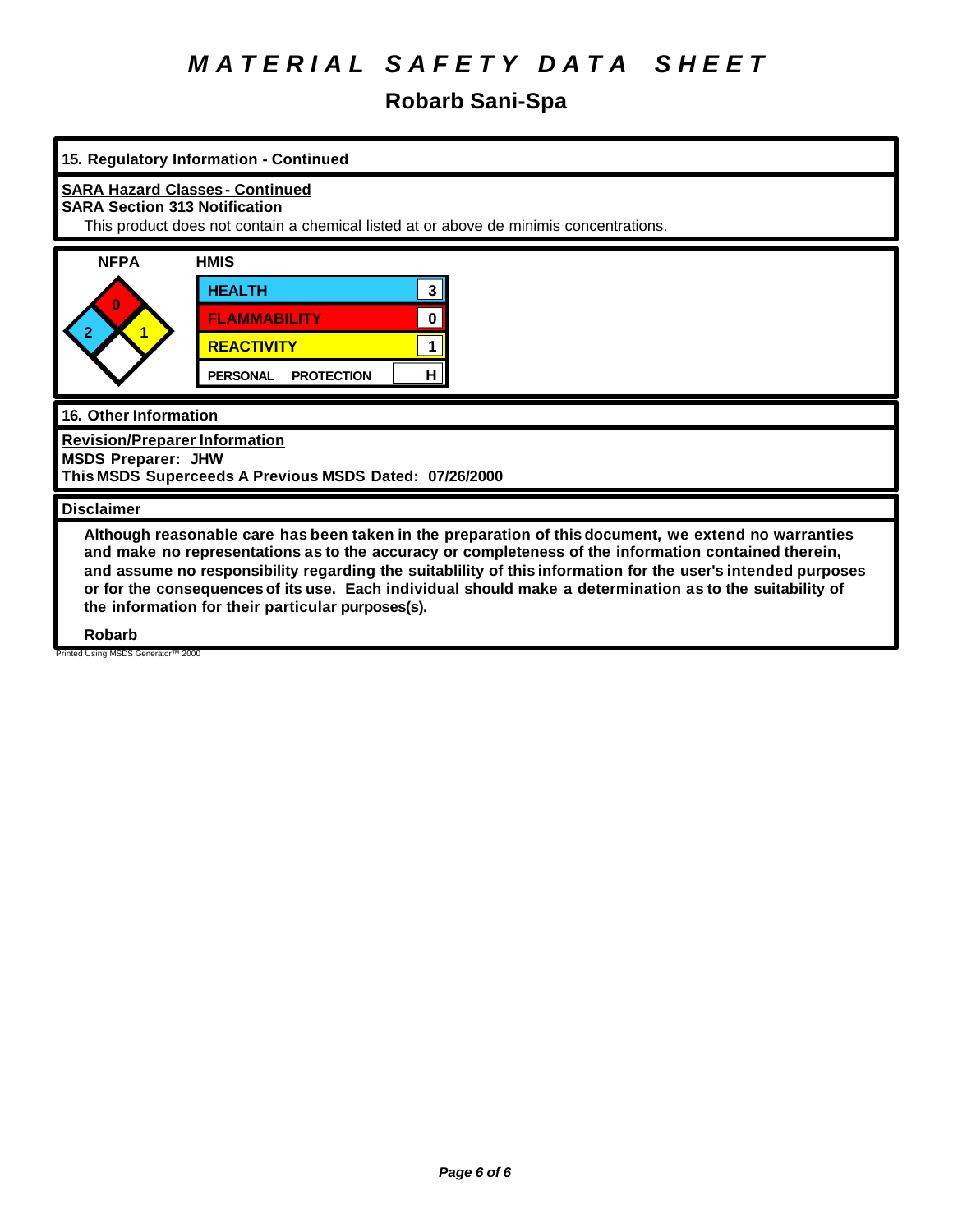# MATERIAL SAFETY DATA SHEET

## Robarb Sani-Spa

### 15. Regulatory Information - Continued

**SARA Hazard Classes - Continued**

**SARA Section 313 Notification**

This product does not contain a chemical listed at or above de minimis concentrations.

**NFPA**

0

2 1

**HMIS**

| | |
|---|---|
| HEALTH | 3 |
| FLAMMABILITY | 0 |
| REACTIVITY | 1 |
| PERSONAL PROTECTION | H |

### 16. Other Information

**Revision/Preparer Information**

**MSDS Preparer: JHW**

**This MSDS Superceeds A Previous MSDS Dated: 07/26/2000**

### Disclaimer

**Although reasonable care has been taken in the preparation of this document, we extend no warranties and make no representations as to the accuracy or completeness of the information contained therein, and assume no responsibility regarding the suitablility of this information for the user's intended purposes or for the consequences of its use. Each individual should make a determination as to the suitability of the information for their particular purposes(s).**

**Robarb**

Printed Using MSDS Generator™ 2000